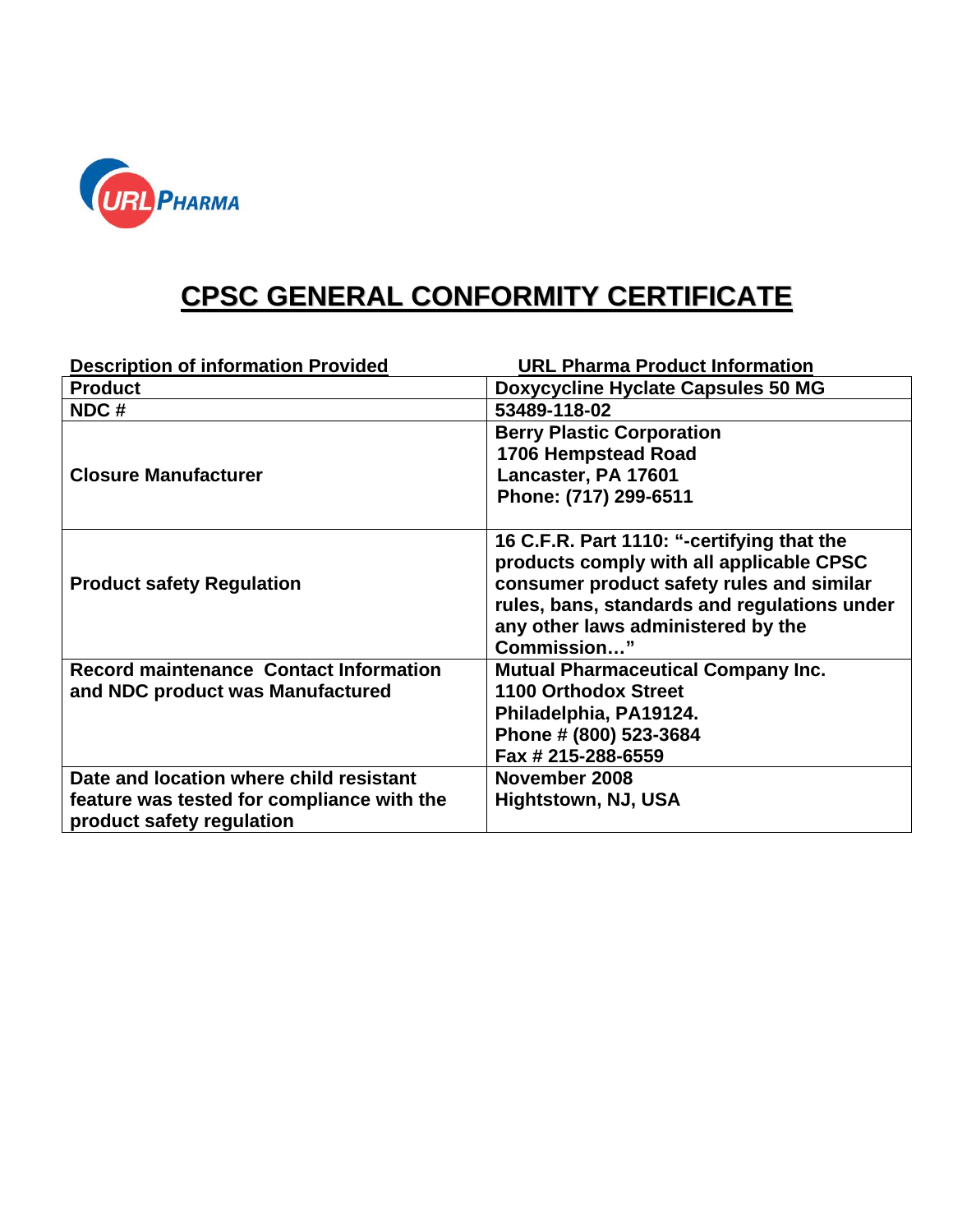URL PHARMA

# CPSC GENERAL CONFORMITY CERTIFICATE

| Description of information Provided | URL Pharma Product Information |
|---|---|
| Product | Doxycycline Hyclate Capsules 50 MG |
| NDC # | 53489-118-02 |
| Closure Manufacturer | Berry Plastic Corporation<br>1706 Hempstead Road<br>Lancaster, PA 17601<br>Phone: (717) 299-6511 |
| Product safety Regulation | 16 C.F.R. Part 1110: "-certifying that the products comply with all applicable CPSC consumer product safety rules and similar rules, bans, standards and regulations under any other laws administered by the Commission…" |
| Record maintenance Contact Information and NDC product was Manufactured | Mutual Pharmaceutical Company Inc.<br>1100 Orthodox Street<br>Philadelphia, PA19124.<br>Phone # (800) 523-3684<br>Fax # 215-288-6559 |
| Date and location where child resistant feature was tested for compliance with the product safety regulation | November 2008<br>Hightstown, NJ, USA |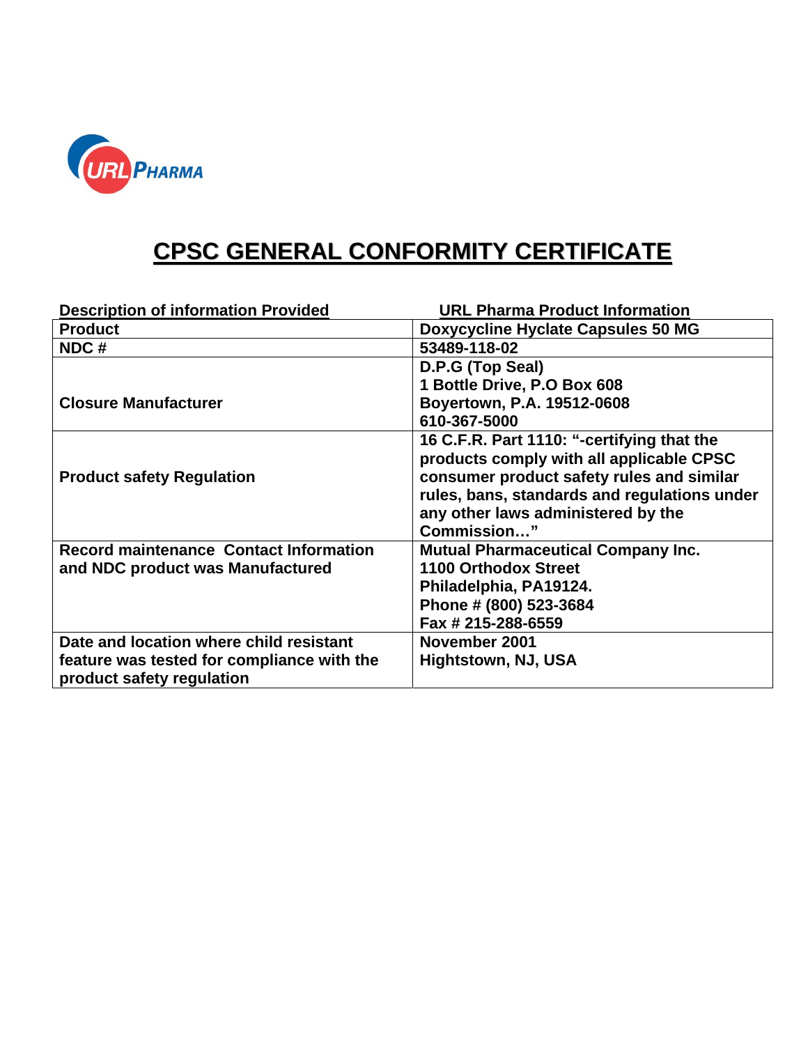URL PHARMA

# CPSC GENERAL CONFORMITY CERTIFICATE

| Description of information Provided | URL Pharma Product Information |
|---|---|
| Product | Doxycycline Hyclate Capsules 50 MG |
| NDC # | 53489-118-02 |
| Closure Manufacturer | D.P.G (Top Seal)<br>1 Bottle Drive, P.O Box 608<br>Boyertown, P.A. 19512-0608<br>610-367-5000 |
| Product safety Regulation | 16 C.F.R. Part 1110: "-certifying that the products comply with all applicable CPSC consumer product safety rules and similar rules, bans, standards and regulations under any other laws administered by the Commission…" |
| Record maintenance Contact Information and NDC product was Manufactured | Mutual Pharmaceutical Company Inc.<br>1100 Orthodox Street<br>Philadelphia, PA19124.<br>Phone # (800) 523-3684<br>Fax # 215-288-6559 |
| Date and location where child resistant feature was tested for compliance with the product safety regulation | November 2001<br>Hightstown, NJ, USA |